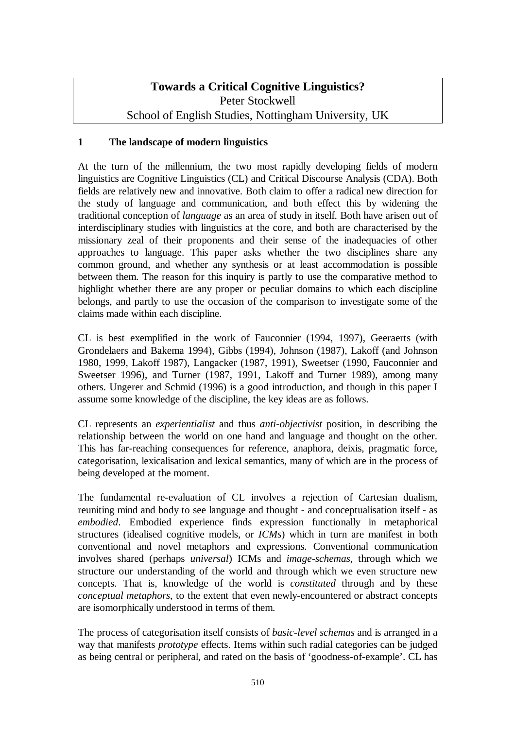# Towards a Critical Cognitive Linguistics?

Peter Stockwell

School of English Studies, Nottingham University, UK

## 1 The landscape of modern linguistics

At the turn of the millennium, the two most rapidly developing fields of modern linguistics are Cognitive Linguistics (CL) and Critical Discourse Analysis (CDA). Both fields are relatively new and innovative. Both claim to offer a radical new direction for the study of language and communication, and both effect this by widening the traditional conception of *language* as an area of study in itself. Both have arisen out of interdisciplinary studies with linguistics at the core, and both are characterised by the missionary zeal of their proponents and their sense of the inadequacies of other approaches to language. This paper asks whether the two disciplines share any common ground, and whether any synthesis or at least accommodation is possible between them. The reason for this inquiry is partly to use the comparative method to highlight whether there are any proper or peculiar domains to which each discipline belongs, and partly to use the occasion of the comparison to investigate some of the claims made within each discipline.

CL is best exemplified in the work of Fauconnier (1994, 1997), Geeraerts (with Grondelaers and Bakema 1994), Gibbs (1994), Johnson (1987), Lakoff (and Johnson 1980, 1999, Lakoff 1987), Langacker (1987, 1991), Sweetser (1990, Fauconnier and Sweetser 1996), and Turner (1987, 1991, Lakoff and Turner 1989), among many others. Ungerer and Schmid (1996) is a good introduction, and though in this paper I assume some knowledge of the discipline, the key ideas are as follows.

CL represents an *experientialist* and thus *anti-objectivist* position, in describing the relationship between the world on one hand and language and thought on the other. This has far-reaching consequences for reference, anaphora, deixis, pragmatic force, categorisation, lexicalisation and lexical semantics, many of which are in the process of being developed at the moment.

The fundamental re-evaluation of CL involves a rejection of Cartesian dualism, reuniting mind and body to see language and thought - and conceptualisation itself - as *embodied*. Embodied experience finds expression functionally in metaphorical structures (idealised cognitive models, or *ICMs*) which in turn are manifest in both conventional and novel metaphors and expressions. Conventional communication involves shared (perhaps *universal*) ICMs and *image-schemas*, through which we structure our understanding of the world and through which we even structure new concepts. That is, knowledge of the world is *constituted* through and by these *conceptual metaphors*, to the extent that even newly-encountered or abstract concepts are isomorphically understood in terms of them.

The process of categorisation itself consists of *basic-level schemas* and is arranged in a way that manifests *prototype* effects. Items within such radial categories can be judged as being central or peripheral, and rated on the basis of 'goodness-of-example'. CL has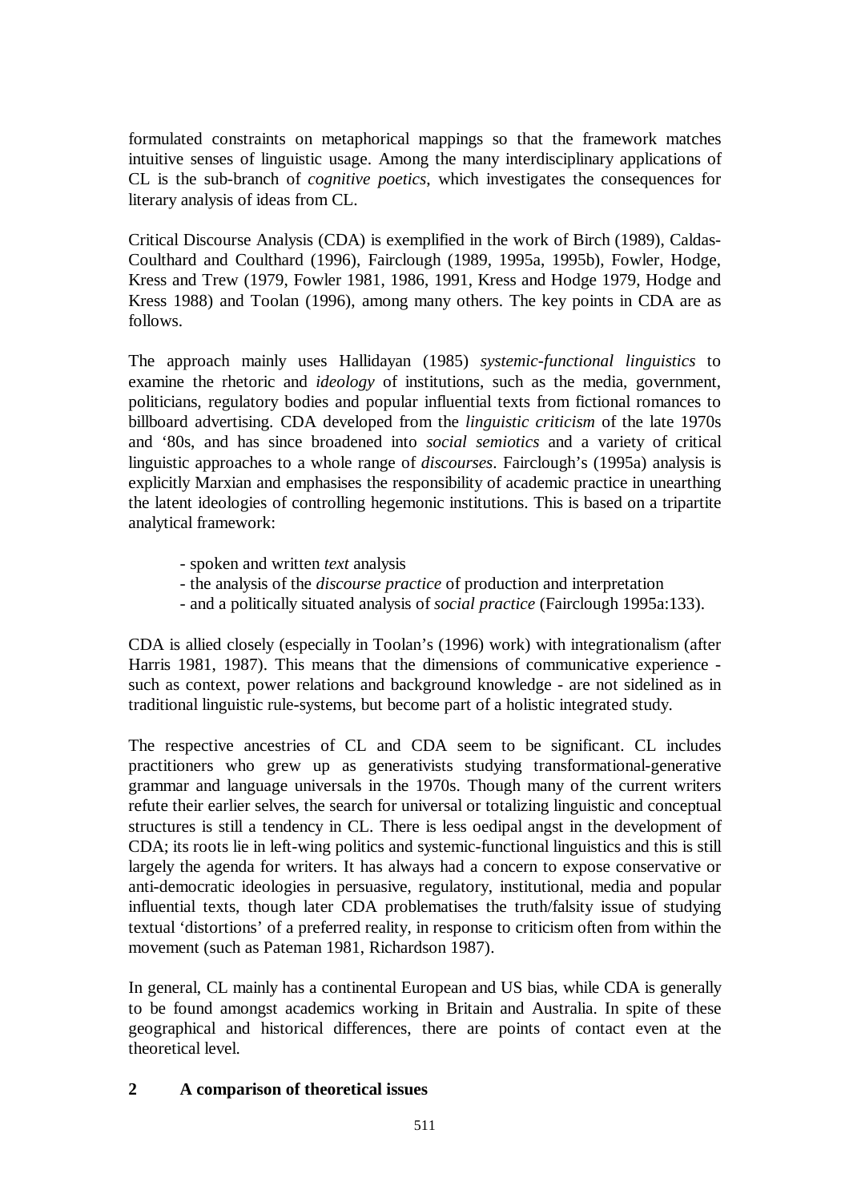formulated constraints on metaphorical mappings so that the framework matches intuitive senses of linguistic usage. Among the many interdisciplinary applications of CL is the sub-branch of *cognitive poetics*, which investigates the consequences for literary analysis of ideas from CL.

Critical Discourse Analysis (CDA) is exemplified in the work of Birch (1989), Caldas-Coulthard and Coulthard (1996), Fairclough (1989, 1995a, 1995b), Fowler, Hodge, Kress and Trew (1979, Fowler 1981, 1986, 1991, Kress and Hodge 1979, Hodge and Kress 1988) and Toolan (1996), among many others. The key points in CDA are as follows.

The approach mainly uses Hallidayan (1985) *systemic-functional linguistics* to examine the rhetoric and *ideology* of institutions, such as the media, government, politicians, regulatory bodies and popular influential texts from fictional romances to billboard advertising. CDA developed from the *linguistic criticism* of the late 1970s and '80s, and has since broadened into *social semiotics* and a variety of critical linguistic approaches to a whole range of *discourses*. Fairclough's (1995a) analysis is explicitly Marxian and emphasises the responsibility of academic practice in unearthing the latent ideologies of controlling hegemonic institutions. This is based on a tripartite analytical framework:

- spoken and written *text* analysis
- the analysis of the *discourse practice* of production and interpretation
- and a politically situated analysis of *social practice* (Fairclough 1995a:133).

CDA is allied closely (especially in Toolan's (1996) work) with integrationalism (after Harris 1981, 1987). This means that the dimensions of communicative experience - such as context, power relations and background knowledge - are not sidelined as in traditional linguistic rule-systems, but become part of a holistic integrated study.

The respective ancestries of CL and CDA seem to be significant. CL includes practitioners who grew up as generativists studying transformational-generative grammar and language universals in the 1970s. Though many of the current writers refute their earlier selves, the search for universal or totalizing linguistic and conceptual structures is still a tendency in CL. There is less oedipal angst in the development of CDA; its roots lie in left-wing politics and systemic-functional linguistics and this is still largely the agenda for writers. It has always had a concern to expose conservative or anti-democratic ideologies in persuasive, regulatory, institutional, media and popular influential texts, though later CDA problematises the truth/falsity issue of studying textual 'distortions' of a preferred reality, in response to criticism often from within the movement (such as Pateman 1981, Richardson 1987).

In general, CL mainly has a continental European and US bias, while CDA is generally to be found amongst academics working in Britain and Australia. In spite of these geographical and historical differences, there are points of contact even at the theoretical level.

## 2 A comparison of theoretical issues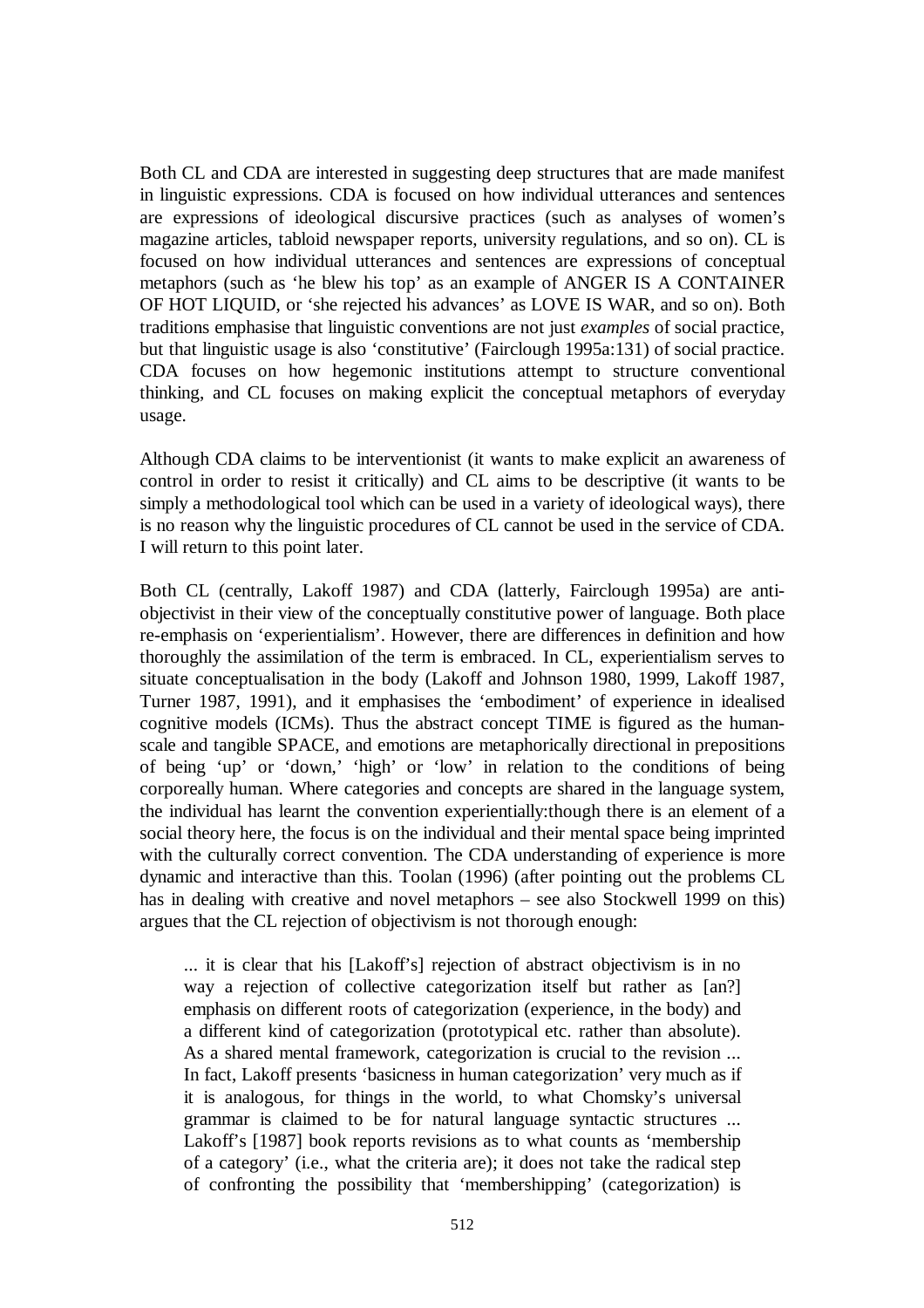Both CL and CDA are interested in suggesting deep structures that are made manifest in linguistic expressions. CDA is focused on how individual utterances and sentences are expressions of ideological discursive practices (such as analyses of women's magazine articles, tabloid newspaper reports, university regulations, and so on). CL is focused on how individual utterances and sentences are expressions of conceptual metaphors (such as 'he blew his top' as an example of ANGER IS A CONTAINER OF HOT LIQUID, or 'she rejected his advances' as LOVE IS WAR, and so on). Both traditions emphasise that linguistic conventions are not just *examples* of social practice, but that linguistic usage is also 'constitutive' (Fairclough 1995a:131) of social practice. CDA focuses on how hegemonic institutions attempt to structure conventional thinking, and CL focuses on making explicit the conceptual metaphors of everyday usage.

Although CDA claims to be interventionist (it wants to make explicit an awareness of control in order to resist it critically) and CL aims to be descriptive (it wants to be simply a methodological tool which can be used in a variety of ideological ways), there is no reason why the linguistic procedures of CL cannot be used in the service of CDA. I will return to this point later.

Both CL (centrally, Lakoff 1987) and CDA (latterly, Fairclough 1995a) are anti-objectivist in their view of the conceptually constitutive power of language. Both place re-emphasis on 'experientialism'. However, there are differences in definition and how thoroughly the assimilation of the term is embraced. In CL, experientialism serves to situate conceptualisation in the body (Lakoff and Johnson 1980, 1999, Lakoff 1987, Turner 1987, 1991), and it emphasises the 'embodiment' of experience in idealised cognitive models (ICMs). Thus the abstract concept TIME is figured as the human-scale and tangible SPACE, and emotions are metaphorically directional in prepositions of being 'up' or 'down,' 'high' or 'low' in relation to the conditions of being corporeally human. Where categories and concepts are shared in the language system, the individual has learnt the convention experientially:though there is an element of a social theory here, the focus is on the individual and their mental space being imprinted with the culturally correct convention. The CDA understanding of experience is more dynamic and interactive than this. Toolan (1996) (after pointing out the problems CL has in dealing with creative and novel metaphors – see also Stockwell 1999 on this) argues that the CL rejection of objectivism is not thorough enough:

> ... it is clear that his [Lakoff's] rejection of abstract objectivism is in no way a rejection of collective categorization itself but rather as [an?] emphasis on different roots of categorization (experience, in the body) and a different kind of categorization (prototypical etc. rather than absolute). As a shared mental framework, categorization is crucial to the revision ... In fact, Lakoff presents 'basicness in human categorization' very much as if it is analogous, for things in the world, to what Chomsky's universal grammar is claimed to be for natural language syntactic structures ... Lakoff's [1987] book reports revisions as to what counts as 'membership of a category' (i.e., what the criteria are); it does not take the radical step of confronting the possibility that 'membershipping' (categorization) is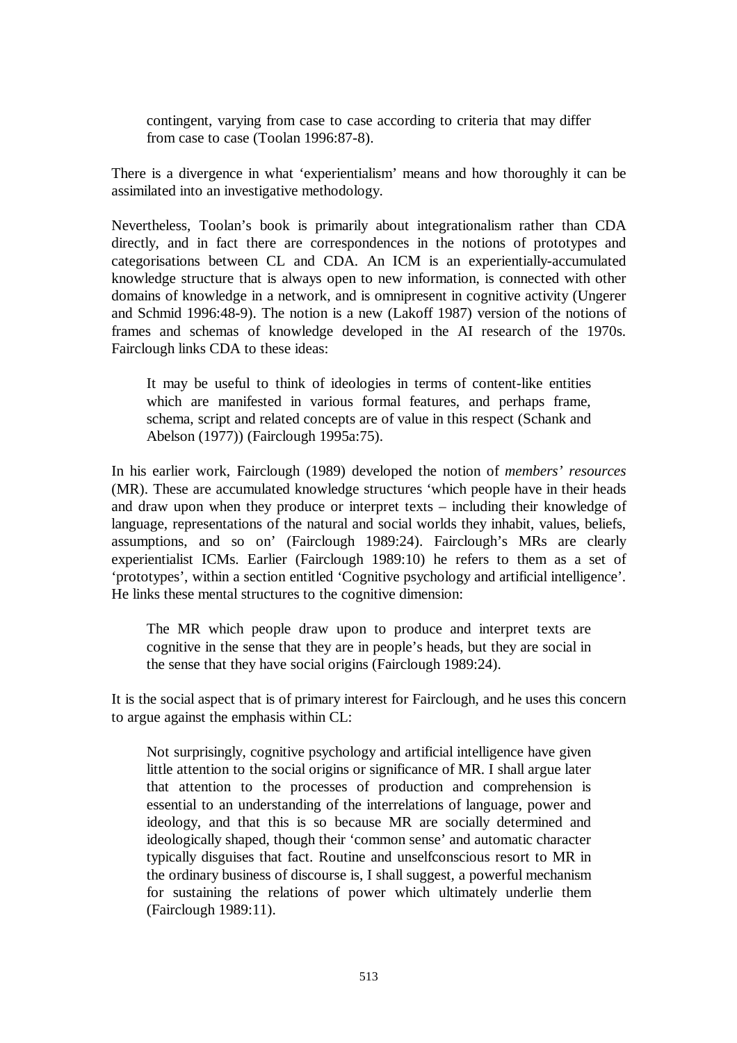> contingent, varying from case to case according to criteria that may differ from case to case (Toolan 1996:87-8).

There is a divergence in what 'experientialism' means and how thoroughly it can be assimilated into an investigative methodology.

Nevertheless, Toolan's book is primarily about integrationalism rather than CDA directly, and in fact there are correspondences in the notions of prototypes and categorisations between CL and CDA. An ICM is an experientially-accumulated knowledge structure that is always open to new information, is connected with other domains of knowledge in a network, and is omnipresent in cognitive activity (Ungerer and Schmid 1996:48-9). The notion is a new (Lakoff 1987) version of the notions of frames and schemas of knowledge developed in the AI research of the 1970s. Fairclough links CDA to these ideas:

> It may be useful to think of ideologies in terms of content-like entities which are manifested in various formal features, and perhaps frame, schema, script and related concepts are of value in this respect (Schank and Abelson (1977)) (Fairclough 1995a:75).

In his earlier work, Fairclough (1989) developed the notion of *members' resources* (MR). These are accumulated knowledge structures 'which people have in their heads and draw upon when they produce or interpret texts – including their knowledge of language, representations of the natural and social worlds they inhabit, values, beliefs, assumptions, and so on' (Fairclough 1989:24). Fairclough's MRs are clearly experientialist ICMs. Earlier (Fairclough 1989:10) he refers to them as a set of 'prototypes', within a section entitled 'Cognitive psychology and artificial intelligence'. He links these mental structures to the cognitive dimension:

> The MR which people draw upon to produce and interpret texts are cognitive in the sense that they are in people's heads, but they are social in the sense that they have social origins (Fairclough 1989:24).

It is the social aspect that is of primary interest for Fairclough, and he uses this concern to argue against the emphasis within CL:

> Not surprisingly, cognitive psychology and artificial intelligence have given little attention to the social origins or significance of MR. I shall argue later that attention to the processes of production and comprehension is essential to an understanding of the interrelations of language, power and ideology, and that this is so because MR are socially determined and ideologically shaped, though their 'common sense' and automatic character typically disguises that fact. Routine and unselfconscious resort to MR in the ordinary business of discourse is, I shall suggest, a powerful mechanism for sustaining the relations of power which ultimately underlie them (Fairclough 1989:11).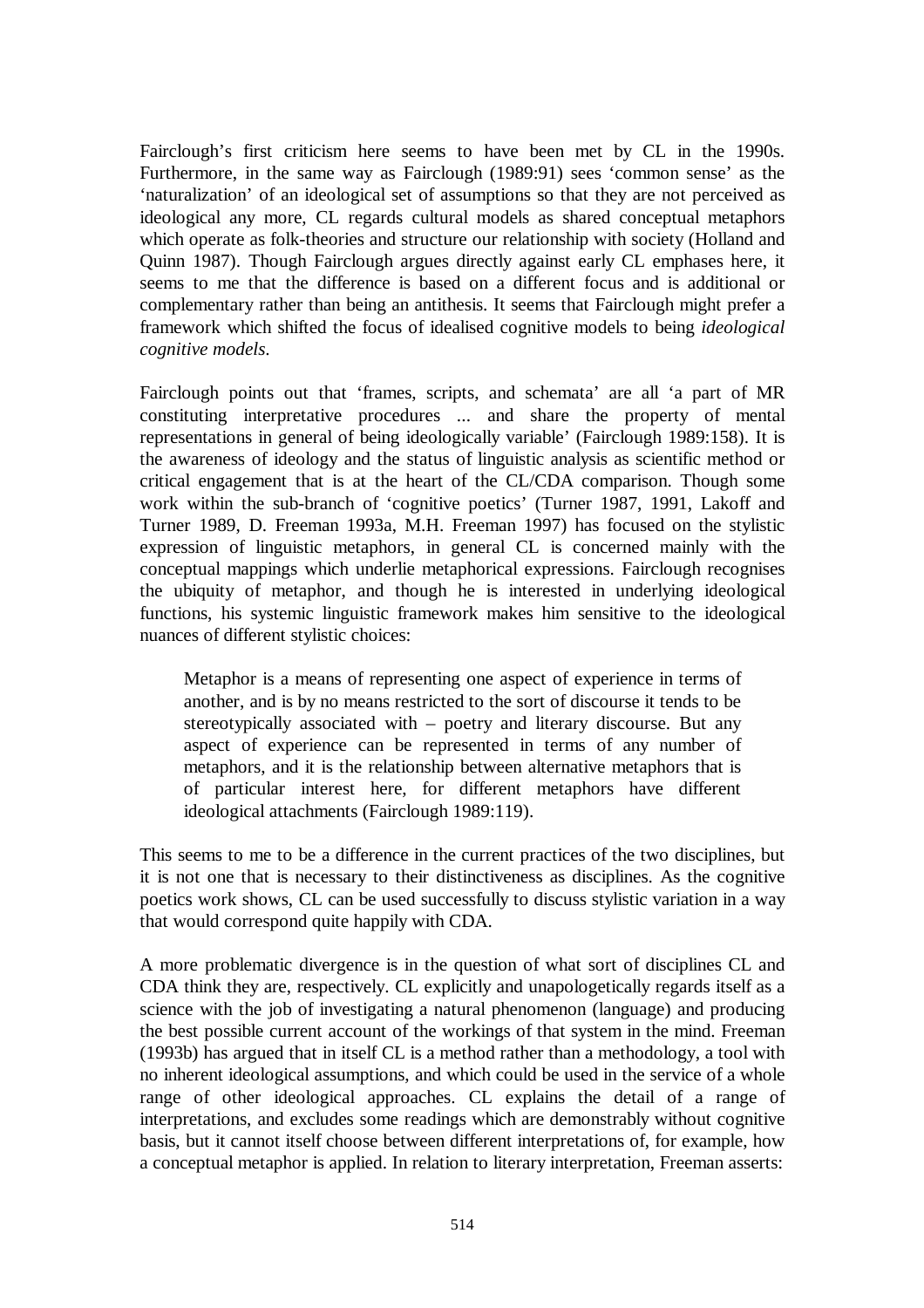Fairclough's first criticism here seems to have been met by CL in the 1990s. Furthermore, in the same way as Fairclough (1989:91) sees 'common sense' as the 'naturalization' of an ideological set of assumptions so that they are not perceived as ideological any more, CL regards cultural models as shared conceptual metaphors which operate as folk-theories and structure our relationship with society (Holland and Quinn 1987). Though Fairclough argues directly against early CL emphases here, it seems to me that the difference is based on a different focus and is additional or complementary rather than being an antithesis. It seems that Fairclough might prefer a framework which shifted the focus of idealised cognitive models to being *ideological cognitive models*.

Fairclough points out that 'frames, scripts, and schemata' are all 'a part of MR constituting interpretative procedures ... and share the property of mental representations in general of being ideologically variable' (Fairclough 1989:158). It is the awareness of ideology and the status of linguistic analysis as scientific method or critical engagement that is at the heart of the CL/CDA comparison. Though some work within the sub-branch of 'cognitive poetics' (Turner 1987, 1991, Lakoff and Turner 1989, D. Freeman 1993a, M.H. Freeman 1997) has focused on the stylistic expression of linguistic metaphors, in general CL is concerned mainly with the conceptual mappings which underlie metaphorical expressions. Fairclough recognises the ubiquity of metaphor, and though he is interested in underlying ideological functions, his systemic linguistic framework makes him sensitive to the ideological nuances of different stylistic choices:

> Metaphor is a means of representing one aspect of experience in terms of another, and is by no means restricted to the sort of discourse it tends to be stereotypically associated with – poetry and literary discourse. But any aspect of experience can be represented in terms of any number of metaphors, and it is the relationship between alternative metaphors that is of particular interest here, for different metaphors have different ideological attachments (Fairclough 1989:119).

This seems to me to be a difference in the current practices of the two disciplines, but it is not one that is necessary to their distinctiveness as disciplines. As the cognitive poetics work shows, CL can be used successfully to discuss stylistic variation in a way that would correspond quite happily with CDA.

A more problematic divergence is in the question of what sort of disciplines CL and CDA think they are, respectively. CL explicitly and unapologetically regards itself as a science with the job of investigating a natural phenomenon (language) and producing the best possible current account of the workings of that system in the mind. Freeman (1993b) has argued that in itself CL is a method rather than a methodology, a tool with no inherent ideological assumptions, and which could be used in the service of a whole range of other ideological approaches. CL explains the detail of a range of interpretations, and excludes some readings which are demonstrably without cognitive basis, but it cannot itself choose between different interpretations of, for example, how a conceptual metaphor is applied. In relation to literary interpretation, Freeman asserts: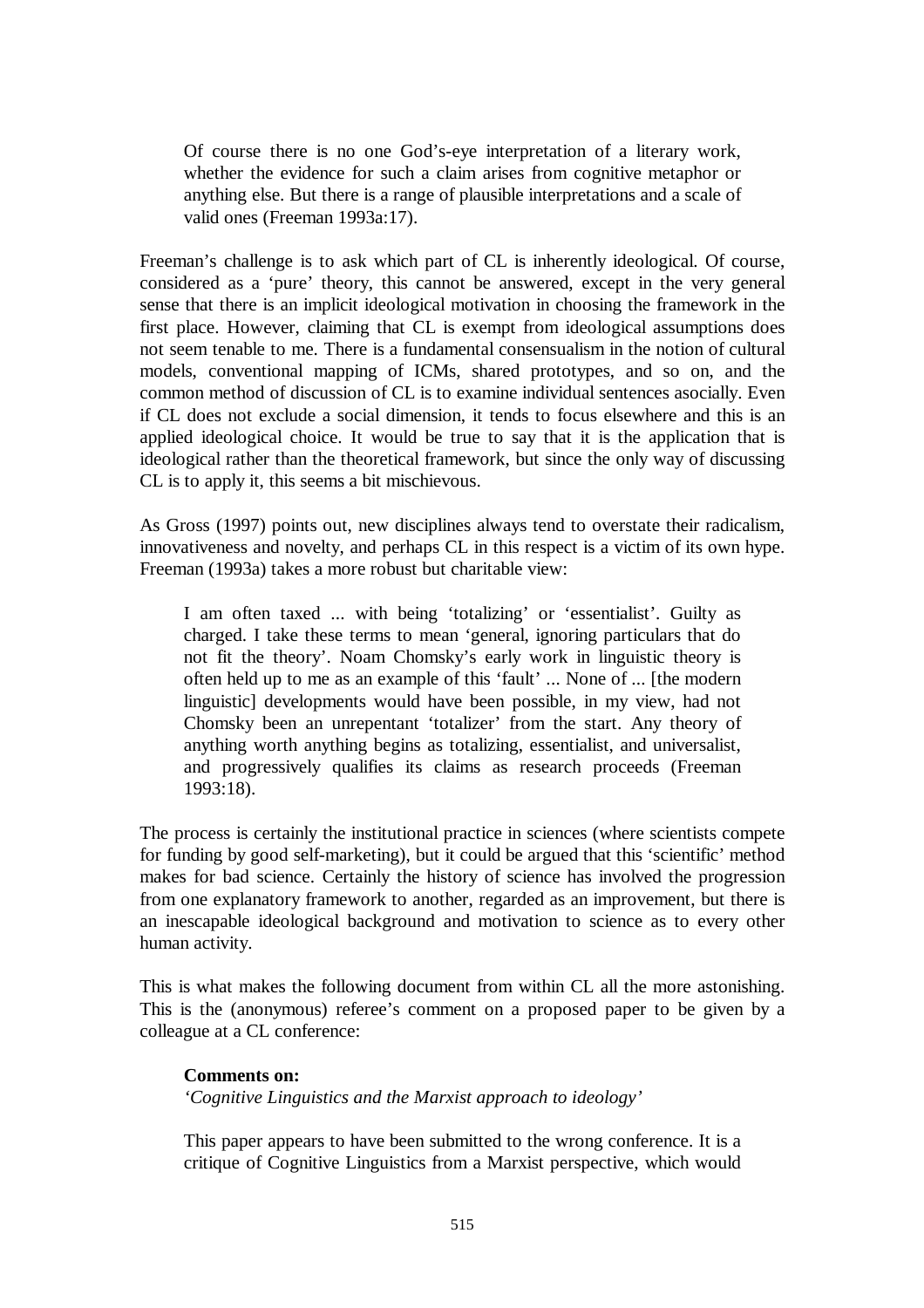> Of course there is no one God's-eye interpretation of a literary work, whether the evidence for such a claim arises from cognitive metaphor or anything else. But there is a range of plausible interpretations and a scale of valid ones (Freeman 1993a:17).

Freeman's challenge is to ask which part of CL is inherently ideological. Of course, considered as a 'pure' theory, this cannot be answered, except in the very general sense that there is an implicit ideological motivation in choosing the framework in the first place. However, claiming that CL is exempt from ideological assumptions does not seem tenable to me. There is a fundamental consensualism in the notion of cultural models, conventional mapping of ICMs, shared prototypes, and so on, and the common method of discussion of CL is to examine individual sentences asocially. Even if CL does not exclude a social dimension, it tends to focus elsewhere and this is an applied ideological choice. It would be true to say that it is the application that is ideological rather than the theoretical framework, but since the only way of discussing CL is to apply it, this seems a bit mischievous.

As Gross (1997) points out, new disciplines always tend to overstate their radicalism, innovativeness and novelty, and perhaps CL in this respect is a victim of its own hype. Freeman (1993a) takes a more robust but charitable view:

> I am often taxed ... with being 'totalizing' or 'essentialist'. Guilty as charged. I take these terms to mean 'general, ignoring particulars that do not fit the theory'. Noam Chomsky's early work in linguistic theory is often held up to me as an example of this 'fault' ... None of ... [the modern linguistic] developments would have been possible, in my view, had not Chomsky been an unrepentant 'totalizer' from the start. Any theory of anything worth anything begins as totalizing, essentialist, and universalist, and progressively qualifies its claims as research proceeds (Freeman 1993:18).

The process is certainly the institutional practice in sciences (where scientists compete for funding by good self-marketing), but it could be argued that this 'scientific' method makes for bad science. Certainly the history of science has involved the progression from one explanatory framework to another, regarded as an improvement, but there is an inescapable ideological background and motivation to science as to every other human activity.

This is what makes the following document from within CL all the more astonishing. This is the (anonymous) referee's comment on a proposed paper to be given by a colleague at a CL conference:

> **Comments on:**
> *'Cognitive Linguistics and the Marxist approach to ideology'*
>
> This paper appears to have been submitted to the wrong conference. It is a critique of Cognitive Linguistics from a Marxist perspective, which would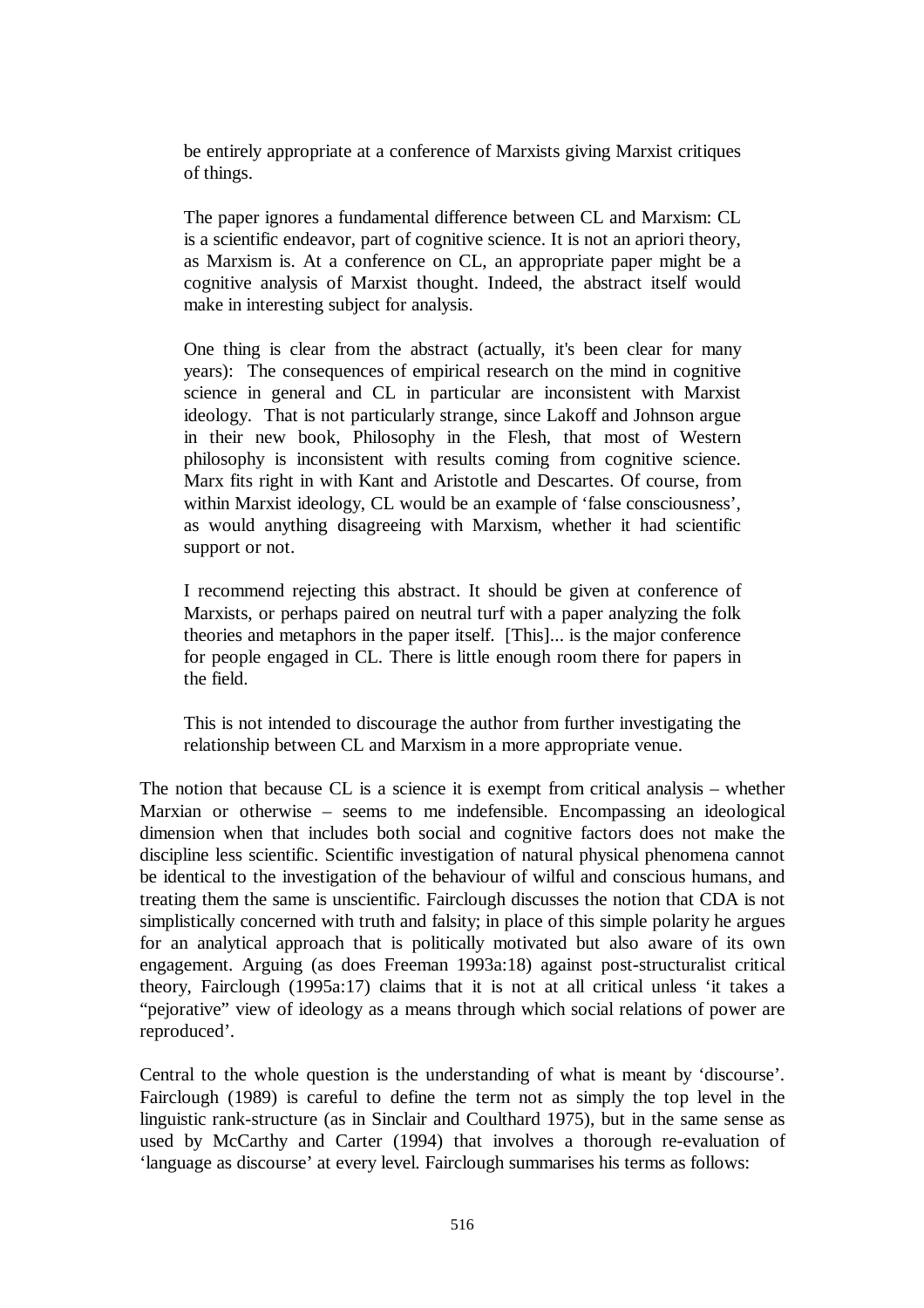> be entirely appropriate at a conference of Marxists giving Marxist critiques of things.
>
> The paper ignores a fundamental difference between CL and Marxism: CL is a scientific endeavor, part of cognitive science. It is not an apriori theory, as Marxism is. At a conference on CL, an appropriate paper might be a cognitive analysis of Marxist thought. Indeed, the abstract itself would make in interesting subject for analysis.
>
> One thing is clear from the abstract (actually, it's been clear for many years): The consequences of empirical research on the mind in cognitive science in general and CL in particular are inconsistent with Marxist ideology. That is not particularly strange, since Lakoff and Johnson argue in their new book, Philosophy in the Flesh, that most of Western philosophy is inconsistent with results coming from cognitive science. Marx fits right in with Kant and Aristotle and Descartes. Of course, from within Marxist ideology, CL would be an example of 'false consciousness', as would anything disagreeing with Marxism, whether it had scientific support or not.
>
> I recommend rejecting this abstract. It should be given at conference of Marxists, or perhaps paired on neutral turf with a paper analyzing the folk theories and metaphors in the paper itself. [This]... is the major conference for people engaged in CL. There is little enough room there for papers in the field.
>
> This is not intended to discourage the author from further investigating the relationship between CL and Marxism in a more appropriate venue.

The notion that because CL is a science it is exempt from critical analysis – whether Marxian or otherwise – seems to me indefensible. Encompassing an ideological dimension when that includes both social and cognitive factors does not make the discipline less scientific. Scientific investigation of natural physical phenomena cannot be identical to the investigation of the behaviour of wilful and conscious humans, and treating them the same is unscientific. Fairclough discusses the notion that CDA is not simplistically concerned with truth and falsity; in place of this simple polarity he argues for an analytical approach that is politically motivated but also aware of its own engagement. Arguing (as does Freeman 1993a:18) against post-structuralist critical theory, Fairclough (1995a:17) claims that it is not at all critical unless 'it takes a "pejorative" view of ideology as a means through which social relations of power are reproduced'.

Central to the whole question is the understanding of what is meant by 'discourse'. Fairclough (1989) is careful to define the term not as simply the top level in the linguistic rank-structure (as in Sinclair and Coulthard 1975), but in the same sense as used by McCarthy and Carter (1994) that involves a thorough re-evaluation of 'language as discourse' at every level. Fairclough summarises his terms as follows: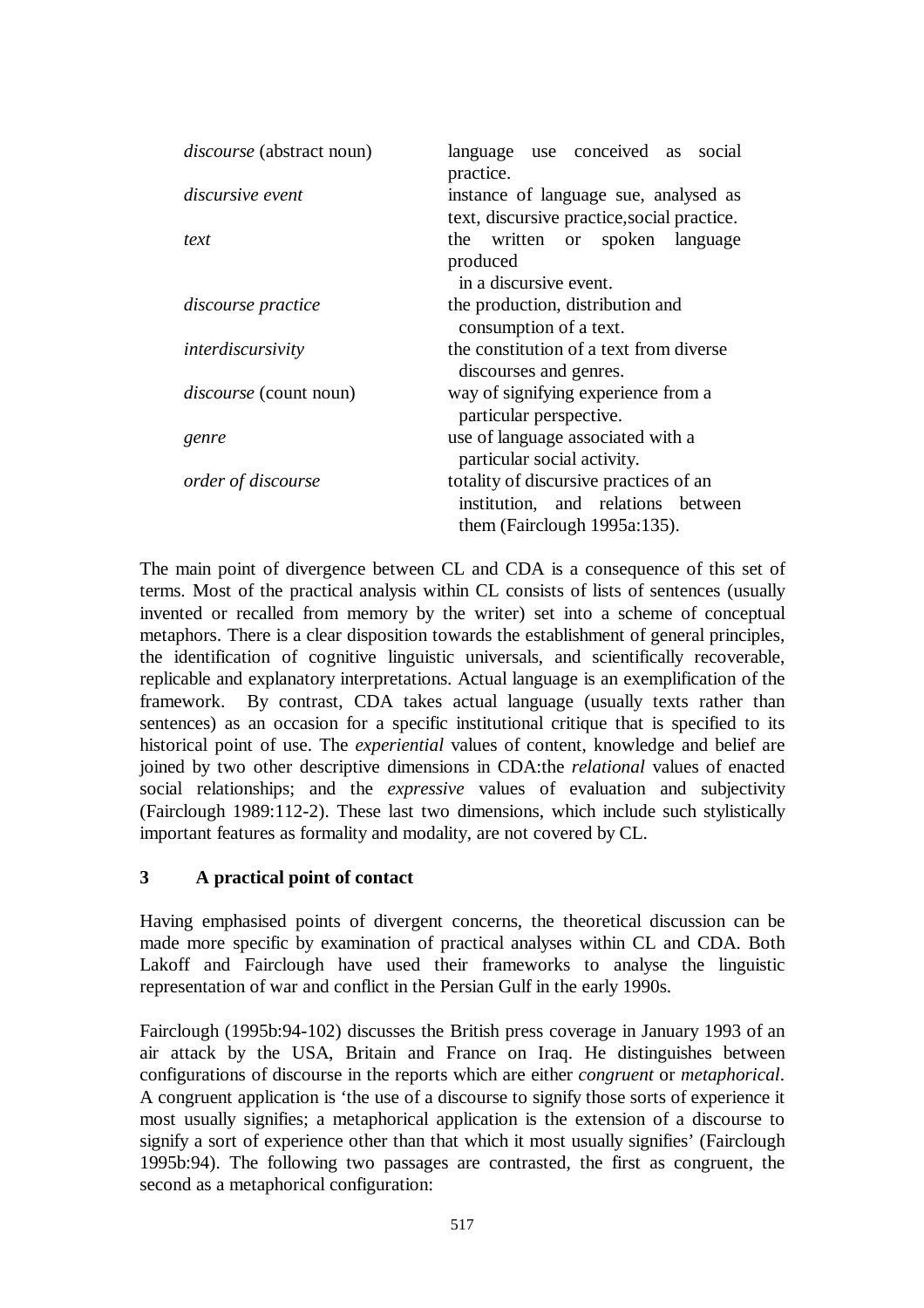| | |
|---|---|
| *discourse* (abstract noun) | language use conceived as social practice. |
| *discursive event* | instance of language sue, analysed as text, discursive practice,social practice. |
| *text* | the written or spoken language produced in a discursive event. |
| *discourse practice* | the production, distribution and consumption of a text. |
| *interdiscursivity* | the constitution of a text from diverse discourses and genres. |
| *discourse* (count noun) | way of signifying experience from a particular perspective. |
| *genre* | use of language associated with a particular social activity. |
| *order of discourse* | totality of discursive practices of an institution, and relations between them (Fairclough 1995a:135). |

The main point of divergence between CL and CDA is a consequence of this set of terms. Most of the practical analysis within CL consists of lists of sentences (usually invented or recalled from memory by the writer) set into a scheme of conceptual metaphors. There is a clear disposition towards the establishment of general principles, the identification of cognitive linguistic universals, and scientifically recoverable, replicable and explanatory interpretations. Actual language is an exemplification of the framework. By contrast, CDA takes actual language (usually texts rather than sentences) as an occasion for a specific institutional critique that is specified to its historical point of use. The *experiential* values of content, knowledge and belief are joined by two other descriptive dimensions in CDA:the *relational* values of enacted social relationships; and the *expressive* values of evaluation and subjectivity (Fairclough 1989:112-2). These last two dimensions, which include such stylistically important features as formality and modality, are not covered by CL.

## 3 A practical point of contact

Having emphasised points of divergent concerns, the theoretical discussion can be made more specific by examination of practical analyses within CL and CDA. Both Lakoff and Fairclough have used their frameworks to analyse the linguistic representation of war and conflict in the Persian Gulf in the early 1990s.

Fairclough (1995b:94-102) discusses the British press coverage in January 1993 of an air attack by the USA, Britain and France on Iraq. He distinguishes between configurations of discourse in the reports which are either *congruent* or *metaphorical*. A congruent application is 'the use of a discourse to signify those sorts of experience it most usually signifies; a metaphorical application is the extension of a discourse to signify a sort of experience other than that which it most usually signifies' (Fairclough 1995b:94). The following two passages are contrasted, the first as congruent, the second as a metaphorical configuration: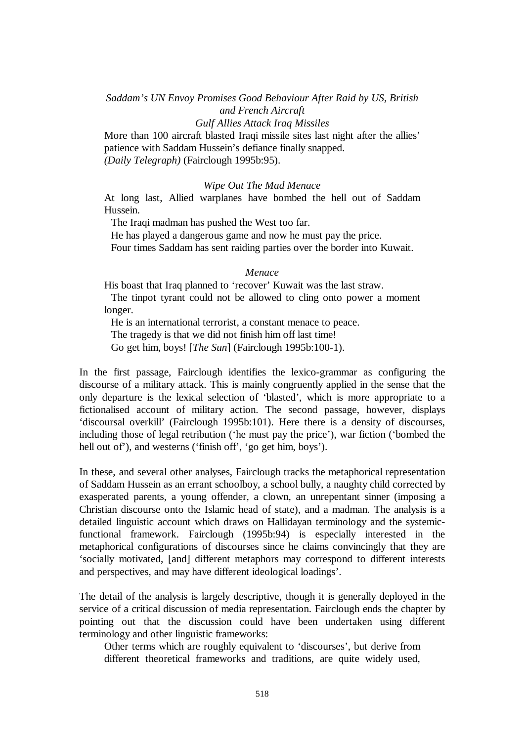> *Saddam's UN Envoy Promises Good Behaviour After Raid by US, British and French Aircraft*
> *Gulf Allies Attack Iraq Missiles*
> More than 100 aircraft blasted Iraqi missile sites last night after the allies' patience with Saddam Hussein's defiance finally snapped.
> *(Daily Telegraph)* (Fairclough 1995b:95).

> *Wipe Out The Mad Menace*
> At long last, Allied warplanes have bombed the hell out of Saddam Hussein.
> The Iraqi madman has pushed the West too far.
> He has played a dangerous game and now he must pay the price.
> Four times Saddam has sent raiding parties over the border into Kuwait.
>
> *Menace*
> His boast that Iraq planned to 'recover' Kuwait was the last straw.
> The tinpot tyrant could not be allowed to cling onto power a moment longer.
> He is an international terrorist, a constant menace to peace.
> The tragedy is that we did not finish him off last time!
> Go get him, boys! [*The Sun*] (Fairclough 1995b:100-1).

In the first passage, Fairclough identifies the lexico-grammar as configuring the discourse of a military attack. This is mainly congruently applied in the sense that the only departure is the lexical selection of 'blasted', which is more appropriate to a fictionalised account of military action. The second passage, however, displays 'discoursal overkill' (Fairclough 1995b:101). Here there is a density of discourses, including those of legal retribution ('he must pay the price'), war fiction ('bombed the hell out of'), and westerns ('finish off', 'go get him, boys').

In these, and several other analyses, Fairclough tracks the metaphorical representation of Saddam Hussein as an errant schoolboy, a school bully, a naughty child corrected by exasperated parents, a young offender, a clown, an unrepentant sinner (imposing a Christian discourse onto the Islamic head of state), and a madman. The analysis is a detailed linguistic account which draws on Hallidayan terminology and the systemic-functional framework. Fairclough (1995b:94) is especially interested in the metaphorical configurations of discourses since he claims convincingly that they are 'socially motivated, [and] different metaphors may correspond to different interests and perspectives, and may have different ideological loadings'.

The detail of the analysis is largely descriptive, though it is generally deployed in the service of a critical discussion of media representation. Fairclough ends the chapter by pointing out that the discussion could have been undertaken using different terminology and other linguistic frameworks:

> Other terms which are roughly equivalent to 'discourses', but derive from different theoretical frameworks and traditions, are quite widely used,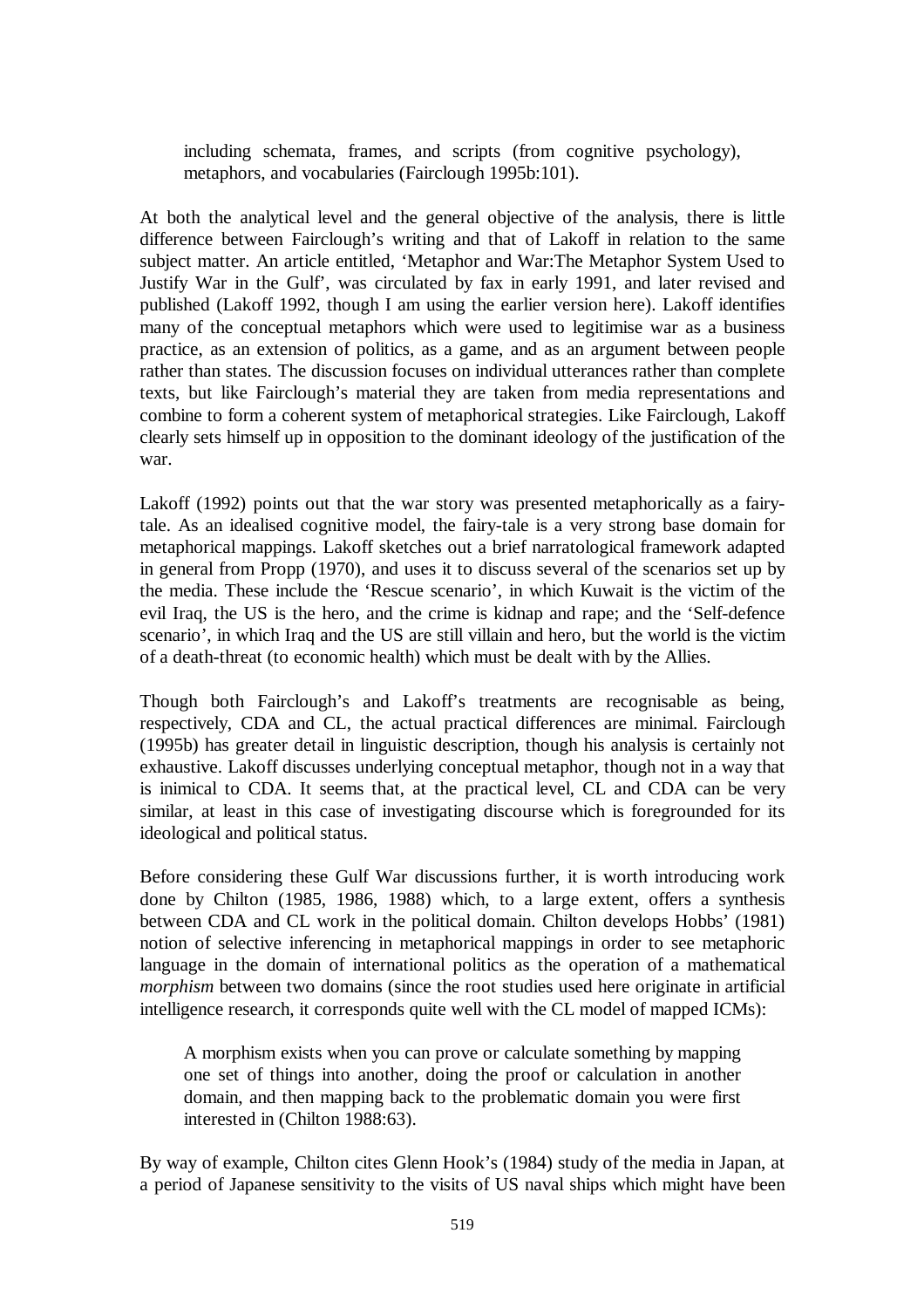> including schemata, frames, and scripts (from cognitive psychology), metaphors, and vocabularies (Fairclough 1995b:101).

At both the analytical level and the general objective of the analysis, there is little difference between Fairclough's writing and that of Lakoff in relation to the same subject matter. An article entitled, 'Metaphor and War:The Metaphor System Used to Justify War in the Gulf', was circulated by fax in early 1991, and later revised and published (Lakoff 1992, though I am using the earlier version here). Lakoff identifies many of the conceptual metaphors which were used to legitimise war as a business practice, as an extension of politics, as a game, and as an argument between people rather than states. The discussion focuses on individual utterances rather than complete texts, but like Fairclough's material they are taken from media representations and combine to form a coherent system of metaphorical strategies. Like Fairclough, Lakoff clearly sets himself up in opposition to the dominant ideology of the justification of the war.

Lakoff (1992) points out that the war story was presented metaphorically as a fairy-tale. As an idealised cognitive model, the fairy-tale is a very strong base domain for metaphorical mappings. Lakoff sketches out a brief narratological framework adapted in general from Propp (1970), and uses it to discuss several of the scenarios set up by the media. These include the 'Rescue scenario', in which Kuwait is the victim of the evil Iraq, the US is the hero, and the crime is kidnap and rape; and the 'Self-defence scenario', in which Iraq and the US are still villain and hero, but the world is the victim of a death-threat (to economic health) which must be dealt with by the Allies.

Though both Fairclough's and Lakoff's treatments are recognisable as being, respectively, CDA and CL, the actual practical differences are minimal. Fairclough (1995b) has greater detail in linguistic description, though his analysis is certainly not exhaustive. Lakoff discusses underlying conceptual metaphor, though not in a way that is inimical to CDA. It seems that, at the practical level, CL and CDA can be very similar, at least in this case of investigating discourse which is foregrounded for its ideological and political status.

Before considering these Gulf War discussions further, it is worth introducing work done by Chilton (1985, 1986, 1988) which, to a large extent, offers a synthesis between CDA and CL work in the political domain. Chilton develops Hobbs' (1981) notion of selective inferencing in metaphorical mappings in order to see metaphoric language in the domain of international politics as the operation of a mathematical *morphism* between two domains (since the root studies used here originate in artificial intelligence research, it corresponds quite well with the CL model of mapped ICMs):

> A morphism exists when you can prove or calculate something by mapping one set of things into another, doing the proof or calculation in another domain, and then mapping back to the problematic domain you were first interested in (Chilton 1988:63).

By way of example, Chilton cites Glenn Hook's (1984) study of the media in Japan, at a period of Japanese sensitivity to the visits of US naval ships which might have been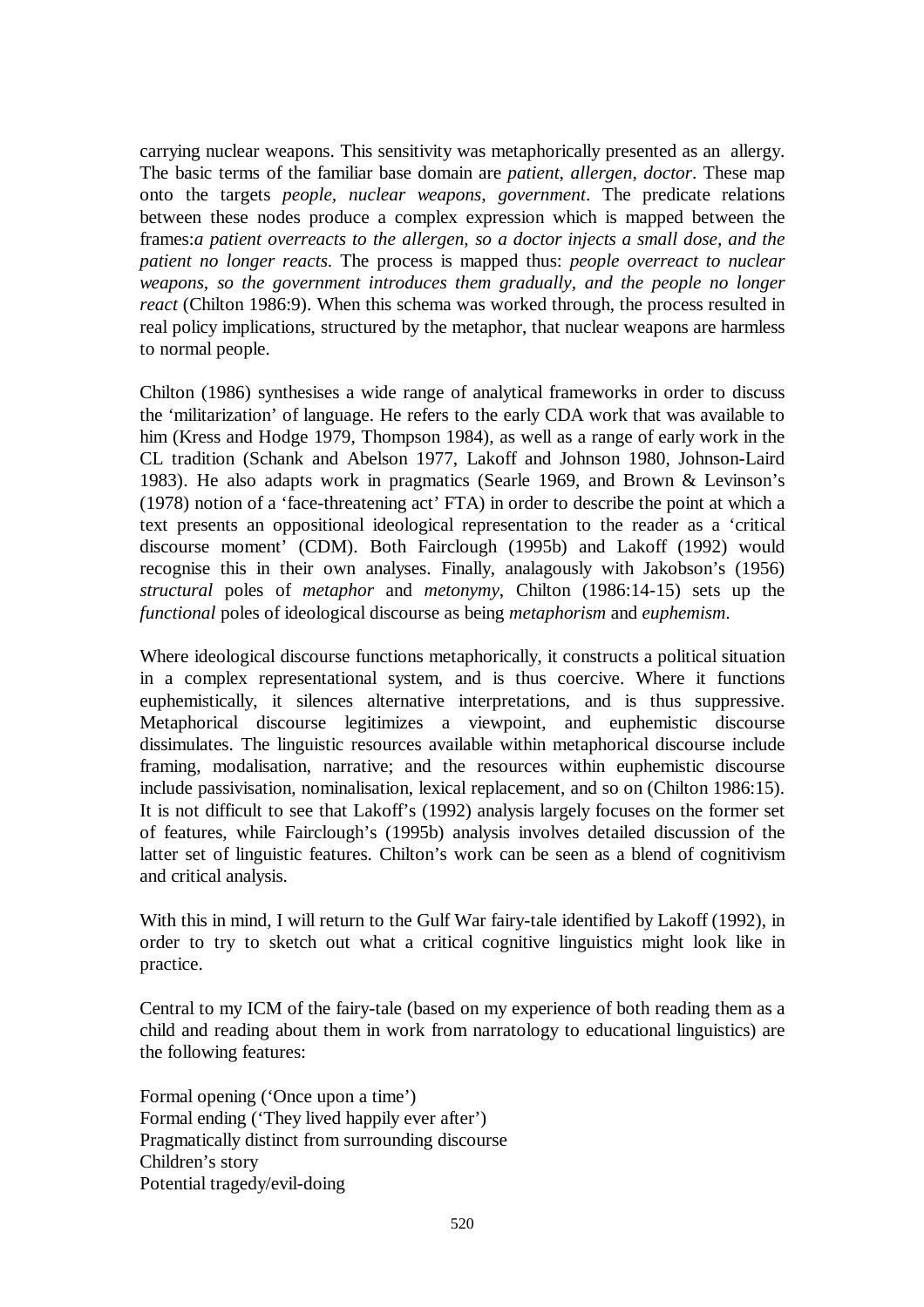carrying nuclear weapons. This sensitivity was metaphorically presented as an allergy. The basic terms of the familiar base domain are *patient, allergen, doctor*. These map onto the targets *people, nuclear weapons, government*. The predicate relations between these nodes produce a complex expression which is mapped between the frames:*a patient overreacts to the allergen, so a doctor injects a small dose, and the patient no longer reacts*. The process is mapped thus: *people overreact to nuclear weapons, so the government introduces them gradually, and the people no longer react* (Chilton 1986:9). When this schema was worked through, the process resulted in real policy implications, structured by the metaphor, that nuclear weapons are harmless to normal people.

Chilton (1986) synthesises a wide range of analytical frameworks in order to discuss the 'militarization' of language. He refers to the early CDA work that was available to him (Kress and Hodge 1979, Thompson 1984), as well as a range of early work in the CL tradition (Schank and Abelson 1977, Lakoff and Johnson 1980, Johnson-Laird 1983). He also adapts work in pragmatics (Searle 1969, and Brown & Levinson's (1978) notion of a 'face-threatening act' FTA) in order to describe the point at which a text presents an oppositional ideological representation to the reader as a 'critical discourse moment' (CDM). Both Fairclough (1995b) and Lakoff (1992) would recognise this in their own analyses. Finally, analagously with Jakobson's (1956) *structural* poles of *metaphor* and *metonymy*, Chilton (1986:14-15) sets up the *functional* poles of ideological discourse as being *metaphorism* and *euphemism*.

Where ideological discourse functions metaphorically, it constructs a political situation in a complex representational system, and is thus coercive. Where it functions euphemistically, it silences alternative interpretations, and is thus suppressive. Metaphorical discourse legitimizes a viewpoint, and euphemistic discourse dissimulates. The linguistic resources available within metaphorical discourse include framing, modalisation, narrative; and the resources within euphemistic discourse include passivisation, nominalisation, lexical replacement, and so on (Chilton 1986:15). It is not difficult to see that Lakoff's (1992) analysis largely focuses on the former set of features, while Fairclough's (1995b) analysis involves detailed discussion of the latter set of linguistic features. Chilton's work can be seen as a blend of cognitivism and critical analysis.

With this in mind, I will return to the Gulf War fairy-tale identified by Lakoff (1992), in order to try to sketch out what a critical cognitive linguistics might look like in practice.

Central to my ICM of the fairy-tale (based on my experience of both reading them as a child and reading about them in work from narratology to educational linguistics) are the following features:

Formal opening ('Once upon a time')
Formal ending ('They lived happily ever after')
Pragmatically distinct from surrounding discourse
Children's story
Potential tragedy/evil-doing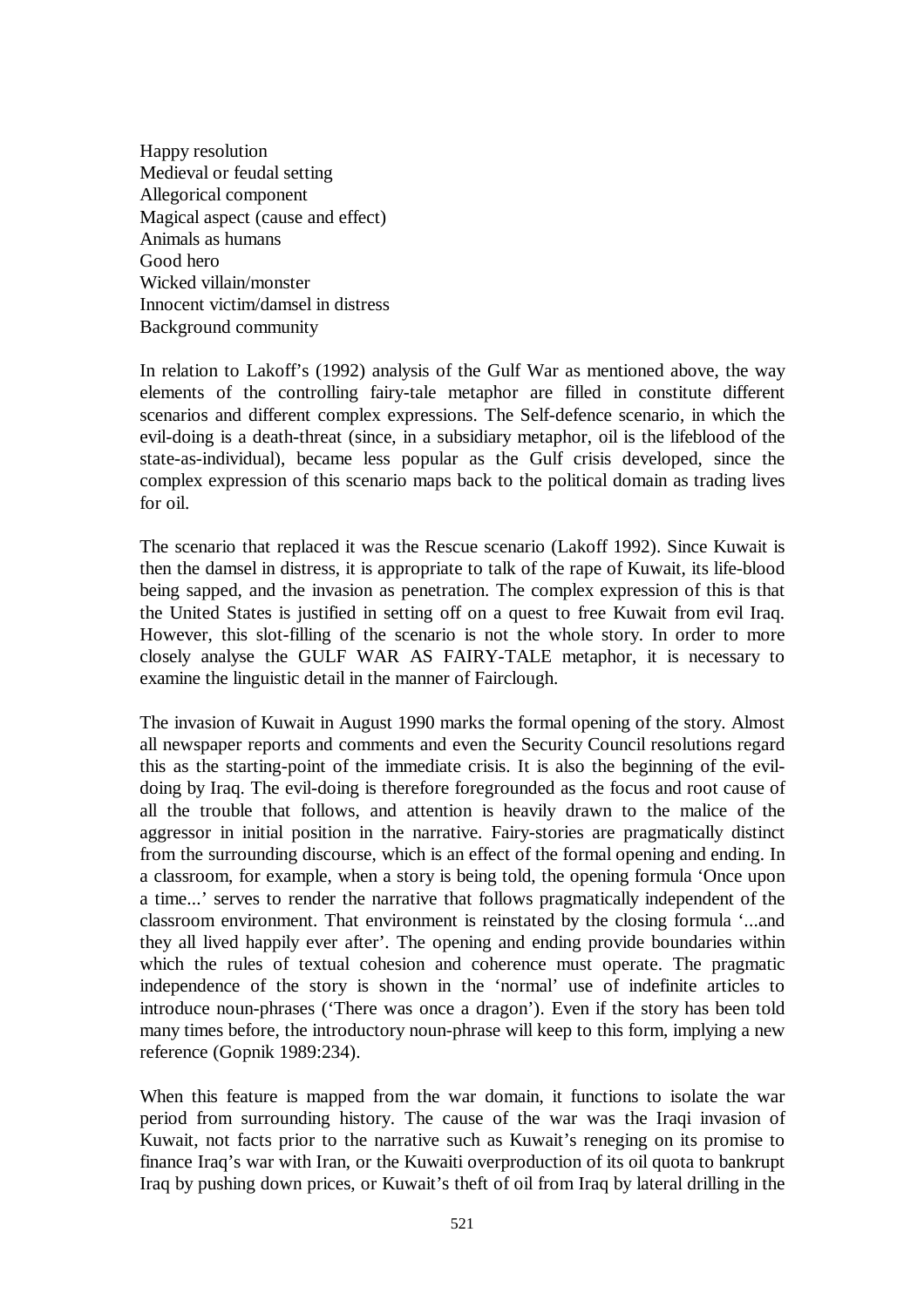Happy resolution
Medieval or feudal setting
Allegorical component
Magical aspect (cause and effect)
Animals as humans
Good hero
Wicked villain/monster
Innocent victim/damsel in distress
Background community

In relation to Lakoff's (1992) analysis of the Gulf War as mentioned above, the way elements of the controlling fairy-tale metaphor are filled in constitute different scenarios and different complex expressions. The Self-defence scenario, in which the evil-doing is a death-threat (since, in a subsidiary metaphor, oil is the lifeblood of the state-as-individual), became less popular as the Gulf crisis developed, since the complex expression of this scenario maps back to the political domain as trading lives for oil.

The scenario that replaced it was the Rescue scenario (Lakoff 1992). Since Kuwait is then the damsel in distress, it is appropriate to talk of the rape of Kuwait, its life-blood being sapped, and the invasion as penetration. The complex expression of this is that the United States is justified in setting off on a quest to free Kuwait from evil Iraq. However, this slot-filling of the scenario is not the whole story. In order to more closely analyse the GULF WAR AS FAIRY-TALE metaphor, it is necessary to examine the linguistic detail in the manner of Fairclough.

The invasion of Kuwait in August 1990 marks the formal opening of the story. Almost all newspaper reports and comments and even the Security Council resolutions regard this as the starting-point of the immediate crisis. It is also the beginning of the evil-doing by Iraq. The evil-doing is therefore foregrounded as the focus and root cause of all the trouble that follows, and attention is heavily drawn to the malice of the aggressor in initial position in the narrative. Fairy-stories are pragmatically distinct from the surrounding discourse, which is an effect of the formal opening and ending. In a classroom, for example, when a story is being told, the opening formula 'Once upon a time...' serves to render the narrative that follows pragmatically independent of the classroom environment. That environment is reinstated by the closing formula '...and they all lived happily ever after'. The opening and ending provide boundaries within which the rules of textual cohesion and coherence must operate. The pragmatic independence of the story is shown in the 'normal' use of indefinite articles to introduce noun-phrases ('There was once a dragon'). Even if the story has been told many times before, the introductory noun-phrase will keep to this form, implying a new reference (Gopnik 1989:234).

When this feature is mapped from the war domain, it functions to isolate the war period from surrounding history. The cause of the war was the Iraqi invasion of Kuwait, not facts prior to the narrative such as Kuwait's reneging on its promise to finance Iraq's war with Iran, or the Kuwaiti overproduction of its oil quota to bankrupt Iraq by pushing down prices, or Kuwait's theft of oil from Iraq by lateral drilling in the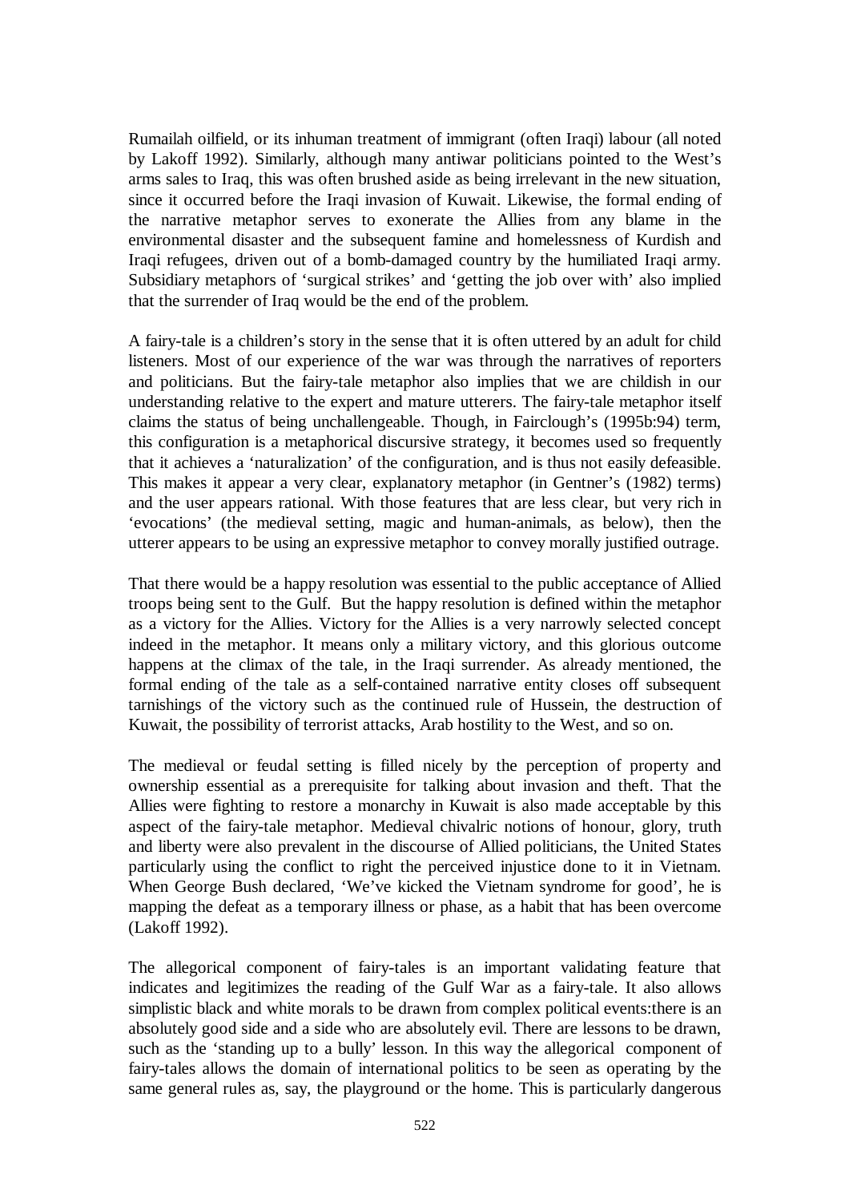Rumailah oilfield, or its inhuman treatment of immigrant (often Iraqi) labour (all noted by Lakoff 1992). Similarly, although many antiwar politicians pointed to the West's arms sales to Iraq, this was often brushed aside as being irrelevant in the new situation, since it occurred before the Iraqi invasion of Kuwait. Likewise, the formal ending of the narrative metaphor serves to exonerate the Allies from any blame in the environmental disaster and the subsequent famine and homelessness of Kurdish and Iraqi refugees, driven out of a bomb-damaged country by the humiliated Iraqi army. Subsidiary metaphors of 'surgical strikes' and 'getting the job over with' also implied that the surrender of Iraq would be the end of the problem.

A fairy-tale is a children's story in the sense that it is often uttered by an adult for child listeners. Most of our experience of the war was through the narratives of reporters and politicians. But the fairy-tale metaphor also implies that we are childish in our understanding relative to the expert and mature utterers. The fairy-tale metaphor itself claims the status of being unchallengeable. Though, in Fairclough's (1995b:94) term, this configuration is a metaphorical discursive strategy, it becomes used so frequently that it achieves a 'naturalization' of the configuration, and is thus not easily defeasible. This makes it appear a very clear, explanatory metaphor (in Gentner's (1982) terms) and the user appears rational. With those features that are less clear, but very rich in 'evocations' (the medieval setting, magic and human-animals, as below), then the utterer appears to be using an expressive metaphor to convey morally justified outrage.

That there would be a happy resolution was essential to the public acceptance of Allied troops being sent to the Gulf. But the happy resolution is defined within the metaphor as a victory for the Allies. Victory for the Allies is a very narrowly selected concept indeed in the metaphor. It means only a military victory, and this glorious outcome happens at the climax of the tale, in the Iraqi surrender. As already mentioned, the formal ending of the tale as a self-contained narrative entity closes off subsequent tarnishings of the victory such as the continued rule of Hussein, the destruction of Kuwait, the possibility of terrorist attacks, Arab hostility to the West, and so on.

The medieval or feudal setting is filled nicely by the perception of property and ownership essential as a prerequisite for talking about invasion and theft. That the Allies were fighting to restore a monarchy in Kuwait is also made acceptable by this aspect of the fairy-tale metaphor. Medieval chivalric notions of honour, glory, truth and liberty were also prevalent in the discourse of Allied politicians, the United States particularly using the conflict to right the perceived injustice done to it in Vietnam. When George Bush declared, 'We've kicked the Vietnam syndrome for good', he is mapping the defeat as a temporary illness or phase, as a habit that has been overcome (Lakoff 1992).

The allegorical component of fairy-tales is an important validating feature that indicates and legitimizes the reading of the Gulf War as a fairy-tale. It also allows simplistic black and white morals to be drawn from complex political events:there is an absolutely good side and a side who are absolutely evil. There are lessons to be drawn, such as the 'standing up to a bully' lesson. In this way the allegorical component of fairy-tales allows the domain of international politics to be seen as operating by the same general rules as, say, the playground or the home. This is particularly dangerous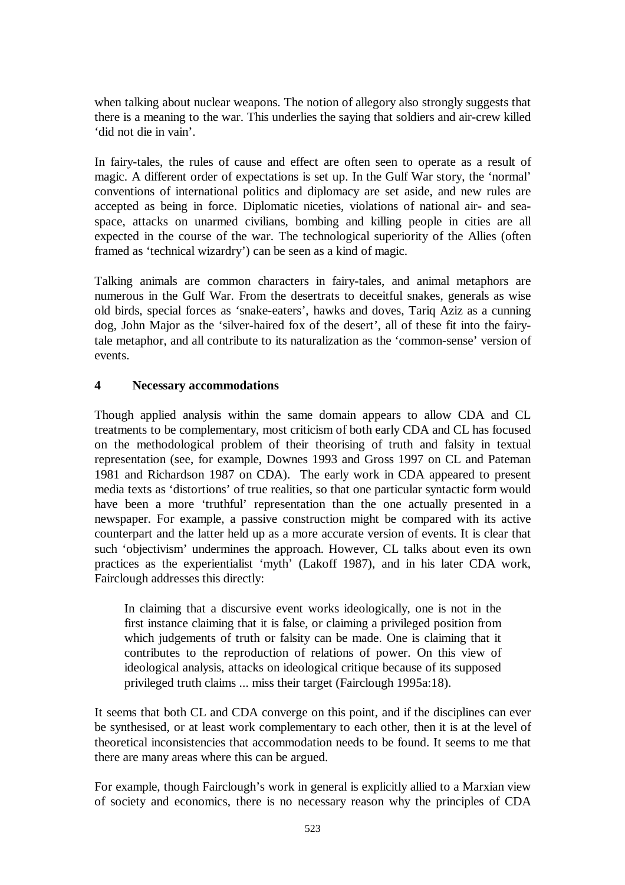when talking about nuclear weapons. The notion of allegory also strongly suggests that there is a meaning to the war. This underlies the saying that soldiers and air-crew killed 'did not die in vain'.

In fairy-tales, the rules of cause and effect are often seen to operate as a result of magic. A different order of expectations is set up. In the Gulf War story, the 'normal' conventions of international politics and diplomacy are set aside, and new rules are accepted as being in force. Diplomatic niceties, violations of national air- and sea-space, attacks on unarmed civilians, bombing and killing people in cities are all expected in the course of the war. The technological superiority of the Allies (often framed as 'technical wizardry') can be seen as a kind of magic.

Talking animals are common characters in fairy-tales, and animal metaphors are numerous in the Gulf War. From the desertrats to deceitful snakes, generals as wise old birds, special forces as 'snake-eaters', hawks and doves, Tariq Aziz as a cunning dog, John Major as the 'silver-haired fox of the desert', all of these fit into the fairy-tale metaphor, and all contribute to its naturalization as the 'common-sense' version of events.

## 4 Necessary accommodations

Though applied analysis within the same domain appears to allow CDA and CL treatments to be complementary, most criticism of both early CDA and CL has focused on the methodological problem of their theorising of truth and falsity in textual representation (see, for example, Downes 1993 and Gross 1997 on CL and Pateman 1981 and Richardson 1987 on CDA). The early work in CDA appeared to present media texts as 'distortions' of true realities, so that one particular syntactic form would have been a more 'truthful' representation than the one actually presented in a newspaper. For example, a passive construction might be compared with its active counterpart and the latter held up as a more accurate version of events. It is clear that such 'objectivism' undermines the approach. However, CL talks about even its own practices as the experientialist 'myth' (Lakoff 1987), and in his later CDA work, Fairclough addresses this directly:

> In claiming that a discursive event works ideologically, one is not in the first instance claiming that it is false, or claiming a privileged position from which judgements of truth or falsity can be made. One is claiming that it contributes to the reproduction of relations of power. On this view of ideological analysis, attacks on ideological critique because of its supposed privileged truth claims ... miss their target (Fairclough 1995a:18).

It seems that both CL and CDA converge on this point, and if the disciplines can ever be synthesised, or at least work complementary to each other, then it is at the level of theoretical inconsistencies that accommodation needs to be found. It seems to me that there are many areas where this can be argued.

For example, though Fairclough's work in general is explicitly allied to a Marxian view of society and economics, there is no necessary reason why the principles of CDA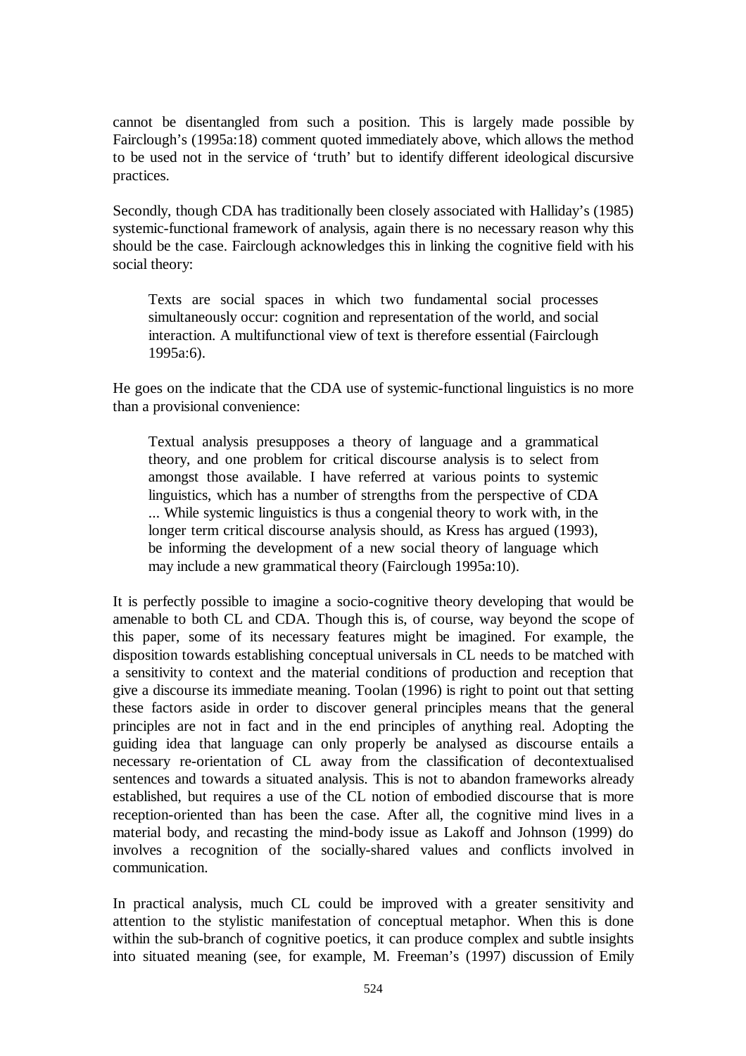cannot be disentangled from such a position. This is largely made possible by Fairclough's (1995a:18) comment quoted immediately above, which allows the method to be used not in the service of 'truth' but to identify different ideological discursive practices.

Secondly, though CDA has traditionally been closely associated with Halliday's (1985) systemic-functional framework of analysis, again there is no necessary reason why this should be the case. Fairclough acknowledges this in linking the cognitive field with his social theory:

> Texts are social spaces in which two fundamental social processes simultaneously occur: cognition and representation of the world, and social interaction. A multifunctional view of text is therefore essential (Fairclough 1995a:6).

He goes on the indicate that the CDA use of systemic-functional linguistics is no more than a provisional convenience:

> Textual analysis presupposes a theory of language and a grammatical theory, and one problem for critical discourse analysis is to select from amongst those available. I have referred at various points to systemic linguistics, which has a number of strengths from the perspective of CDA ... While systemic linguistics is thus a congenial theory to work with, in the longer term critical discourse analysis should, as Kress has argued (1993), be informing the development of a new social theory of language which may include a new grammatical theory (Fairclough 1995a:10).

It is perfectly possible to imagine a socio-cognitive theory developing that would be amenable to both CL and CDA. Though this is, of course, way beyond the scope of this paper, some of its necessary features might be imagined. For example, the disposition towards establishing conceptual universals in CL needs to be matched with a sensitivity to context and the material conditions of production and reception that give a discourse its immediate meaning. Toolan (1996) is right to point out that setting these factors aside in order to discover general principles means that the general principles are not in fact and in the end principles of anything real. Adopting the guiding idea that language can only properly be analysed as discourse entails a necessary re-orientation of CL away from the classification of decontextualised sentences and towards a situated analysis. This is not to abandon frameworks already established, but requires a use of the CL notion of embodied discourse that is more reception-oriented than has been the case. After all, the cognitive mind lives in a material body, and recasting the mind-body issue as Lakoff and Johnson (1999) do involves a recognition of the socially-shared values and conflicts involved in communication.

In practical analysis, much CL could be improved with a greater sensitivity and attention to the stylistic manifestation of conceptual metaphor. When this is done within the sub-branch of cognitive poetics, it can produce complex and subtle insights into situated meaning (see, for example, M. Freeman's (1997) discussion of Emily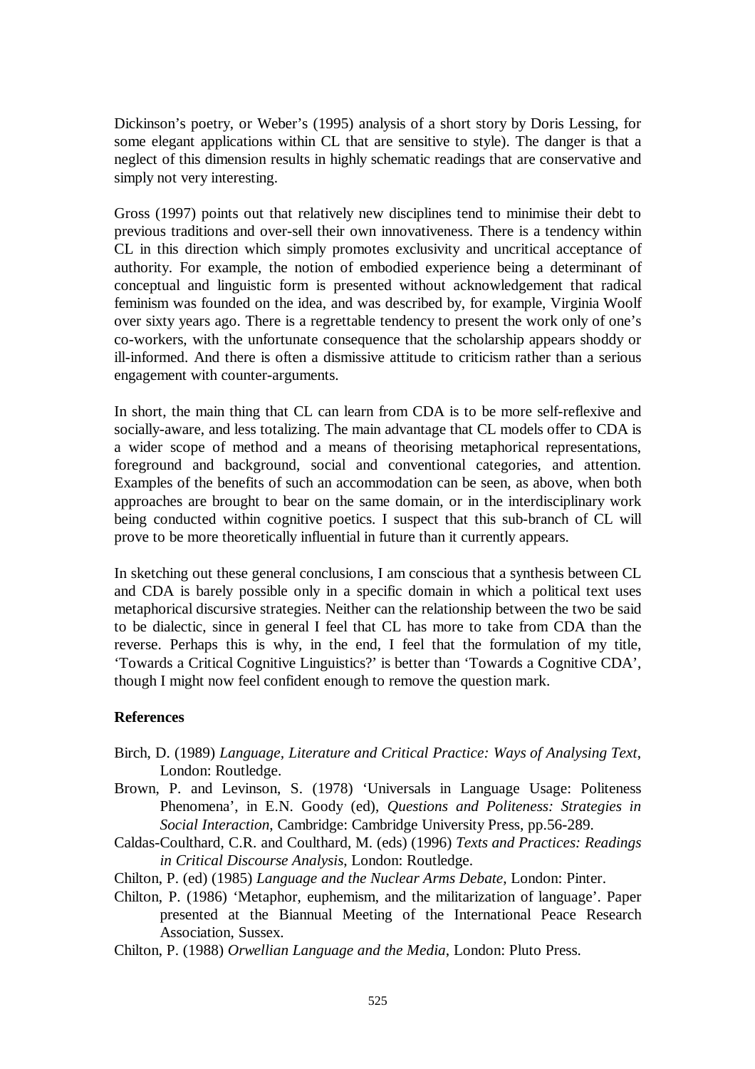Dickinson's poetry, or Weber's (1995) analysis of a short story by Doris Lessing, for some elegant applications within CL that are sensitive to style). The danger is that a neglect of this dimension results in highly schematic readings that are conservative and simply not very interesting.

Gross (1997) points out that relatively new disciplines tend to minimise their debt to previous traditions and over-sell their own innovativeness. There is a tendency within CL in this direction which simply promotes exclusivity and uncritical acceptance of authority. For example, the notion of embodied experience being a determinant of conceptual and linguistic form is presented without acknowledgement that radical feminism was founded on the idea, and was described by, for example, Virginia Woolf over sixty years ago. There is a regrettable tendency to present the work only of one's co-workers, with the unfortunate consequence that the scholarship appears shoddy or ill-informed. And there is often a dismissive attitude to criticism rather than a serious engagement with counter-arguments.

In short, the main thing that CL can learn from CDA is to be more self-reflexive and socially-aware, and less totalizing. The main advantage that CL models offer to CDA is a wider scope of method and a means of theorising metaphorical representations, foreground and background, social and conventional categories, and attention. Examples of the benefits of such an accommodation can be seen, as above, when both approaches are brought to bear on the same domain, or in the interdisciplinary work being conducted within cognitive poetics. I suspect that this sub-branch of CL will prove to be more theoretically influential in future than it currently appears.

In sketching out these general conclusions, I am conscious that a synthesis between CL and CDA is barely possible only in a specific domain in which a political text uses metaphorical discursive strategies. Neither can the relationship between the two be said to be dialectic, since in general I feel that CL has more to take from CDA than the reverse. Perhaps this is why, in the end, I feel that the formulation of my title, 'Towards a Critical Cognitive Linguistics?' is better than 'Towards a Cognitive CDA', though I might now feel confident enough to remove the question mark.

## References

Birch, D. (1989) *Language, Literature and Critical Practice: Ways of Analysing Text*, London: Routledge.

Brown, P. and Levinson, S. (1978) 'Universals in Language Usage: Politeness Phenomena', in E.N. Goody (ed), *Questions and Politeness: Strategies in Social Interaction*, Cambridge: Cambridge University Press, pp.56-289.

Caldas-Coulthard, C.R. and Coulthard, M. (eds) (1996) *Texts and Practices: Readings in Critical Discourse Analysis*, London: Routledge.

Chilton, P. (ed) (1985) *Language and the Nuclear Arms Debate*, London: Pinter.

Chilton, P. (1986) 'Metaphor, euphemism, and the militarization of language'. Paper presented at the Biannual Meeting of the International Peace Research Association, Sussex.

Chilton, P. (1988) *Orwellian Language and the Media*, London: Pluto Press.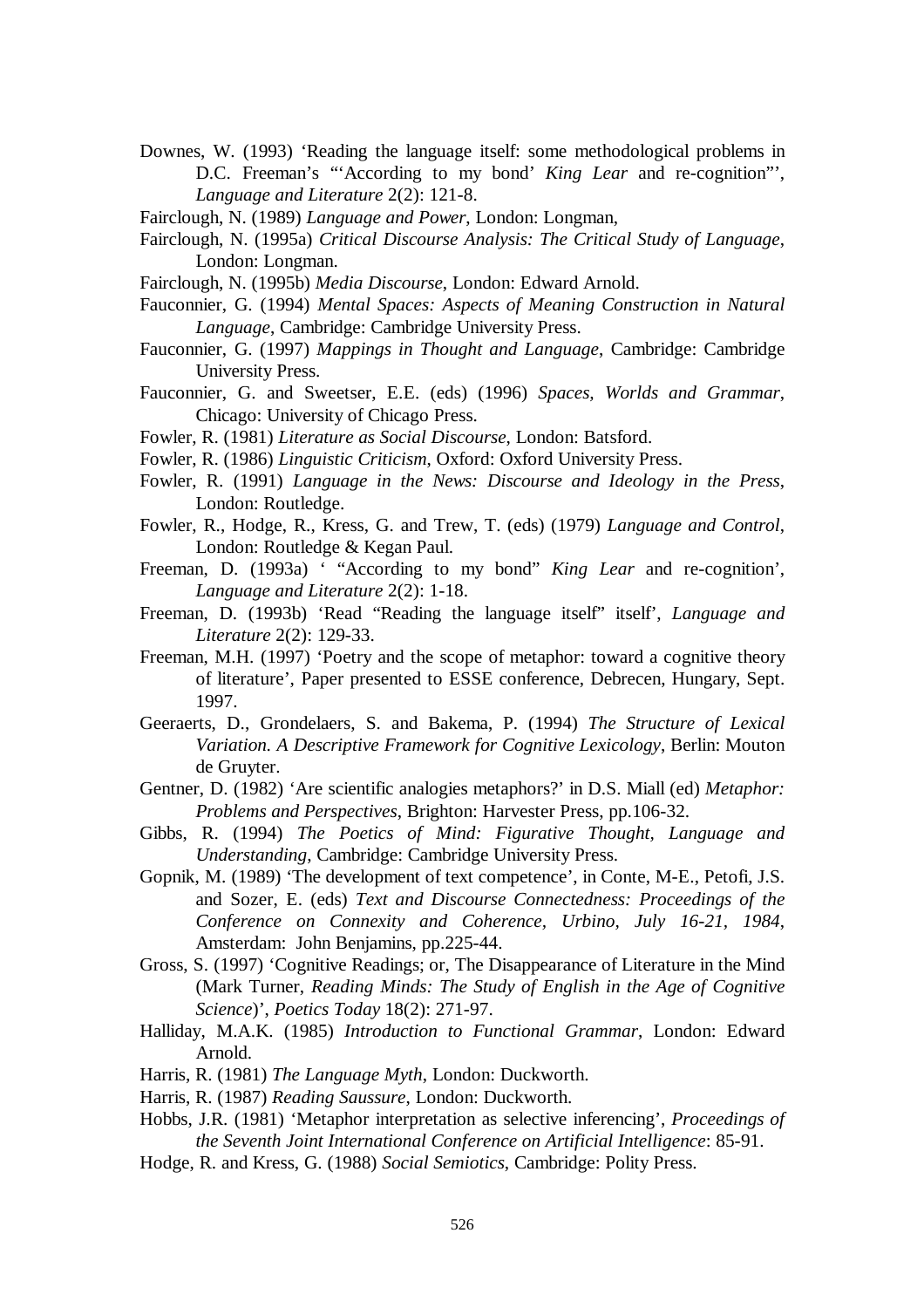Downes, W. (1993) 'Reading the language itself: some methodological problems in D.C. Freeman's "'According to my bond' *King Lear* and re-cognition"', *Language and Literature* 2(2): 121-8.

Fairclough, N. (1989) *Language and Power*, London: Longman,

Fairclough, N. (1995a) *Critical Discourse Analysis: The Critical Study of Language*, London: Longman.

Fairclough, N. (1995b) *Media Discourse*, London: Edward Arnold.

Fauconnier, G. (1994) *Mental Spaces: Aspects of Meaning Construction in Natural Language*, Cambridge: Cambridge University Press.

Fauconnier, G. (1997) *Mappings in Thought and Language*, Cambridge: Cambridge University Press.

Fauconnier, G. and Sweetser, E.E. (eds) (1996) *Spaces, Worlds and Grammar*, Chicago: University of Chicago Press.

Fowler, R. (1981) *Literature as Social Discourse*, London: Batsford.

Fowler, R. (1986) *Linguistic Criticism*, Oxford: Oxford University Press.

Fowler, R. (1991) *Language in the News: Discourse and Ideology in the Press*, London: Routledge.

Fowler, R., Hodge, R., Kress, G. and Trew, T. (eds) (1979) *Language and Control*, London: Routledge & Kegan Paul.

Freeman, D. (1993a) ' "According to my bond" *King Lear* and re-cognition', *Language and Literature* 2(2): 1-18.

Freeman, D. (1993b) 'Read "Reading the language itself" itself', *Language and Literature* 2(2): 129-33.

Freeman, M.H. (1997) 'Poetry and the scope of metaphor: toward a cognitive theory of literature', Paper presented to ESSE conference, Debrecen, Hungary, Sept. 1997.

Geeraerts, D., Grondelaers, S. and Bakema, P. (1994) *The Structure of Lexical Variation. A Descriptive Framework for Cognitive Lexicology*, Berlin: Mouton de Gruyter.

Gentner, D. (1982) 'Are scientific analogies metaphors?' in D.S. Miall (ed) *Metaphor: Problems and Perspectives*, Brighton: Harvester Press, pp.106-32.

Gibbs, R. (1994) *The Poetics of Mind: Figurative Thought, Language and Understanding*, Cambridge: Cambridge University Press.

Gopnik, M. (1989) 'The development of text competence', in Conte, M-E., Petofi, J.S. and Sozer, E. (eds) *Text and Discourse Connectedness: Proceedings of the Conference on Connexity and Coherence, Urbino, July 16-21, 1984*, Amsterdam: John Benjamins, pp.225-44.

Gross, S. (1997) 'Cognitive Readings; or, The Disappearance of Literature in the Mind (Mark Turner, *Reading Minds: The Study of English in the Age of Cognitive Science*)', *Poetics Today* 18(2): 271-97.

Halliday, M.A.K. (1985) *Introduction to Functional Grammar*, London: Edward Arnold.

Harris, R. (1981) *The Language Myth*, London: Duckworth.

Harris, R. (1987) *Reading Saussure*, London: Duckworth.

Hobbs, J.R. (1981) 'Metaphor interpretation as selective inferencing', *Proceedings of the Seventh Joint International Conference on Artificial Intelligence*: 85-91.

Hodge, R. and Kress, G. (1988) *Social Semiotics*, Cambridge: Polity Press.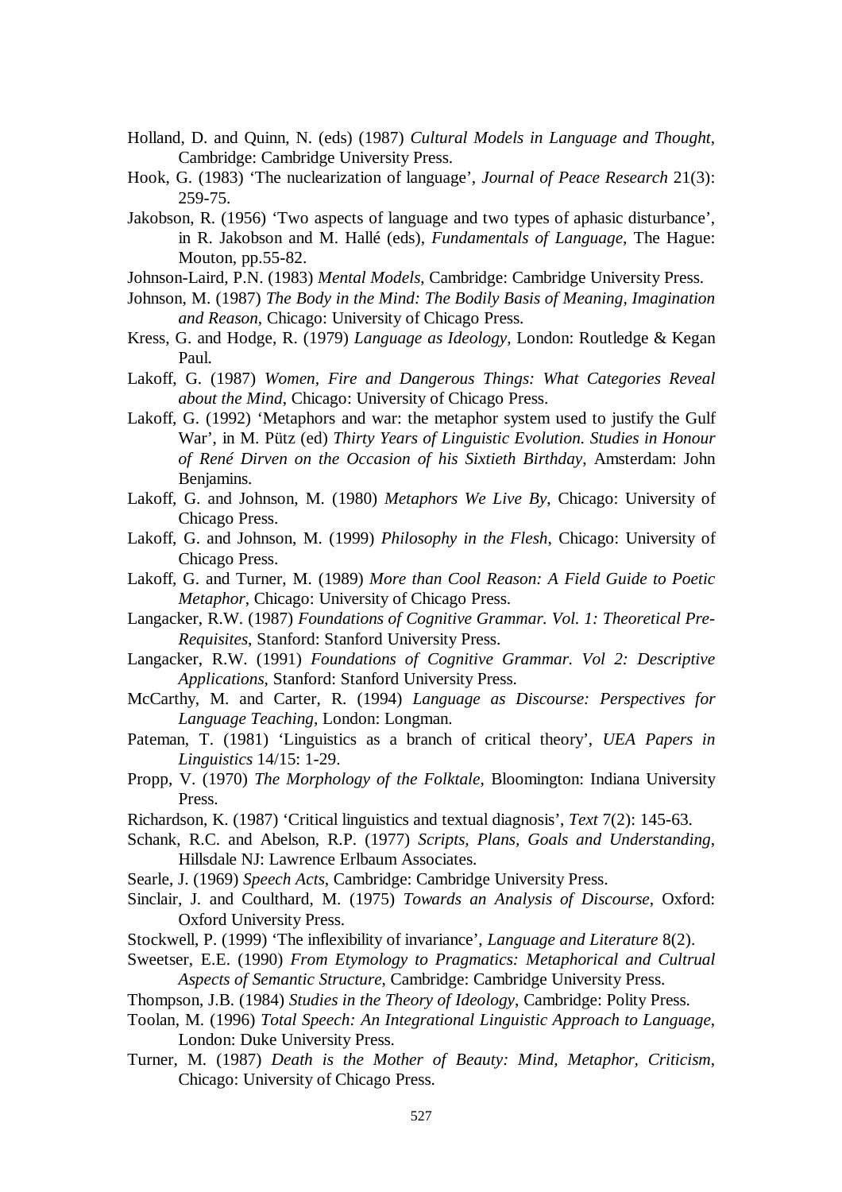Holland, D. and Quinn, N. (eds) (1987) *Cultural Models in Language and Thought*, Cambridge: Cambridge University Press.

Hook, G. (1983) 'The nuclearization of language', *Journal of Peace Research* 21(3): 259-75.

Jakobson, R. (1956) 'Two aspects of language and two types of aphasic disturbance', in R. Jakobson and M. Hallé (eds), *Fundamentals of Language*, The Hague: Mouton, pp.55-82.

Johnson-Laird, P.N. (1983) *Mental Models*, Cambridge: Cambridge University Press.

Johnson, M. (1987) *The Body in the Mind: The Bodily Basis of Meaning, Imagination and Reason*, Chicago: University of Chicago Press.

Kress, G. and Hodge, R. (1979) *Language as Ideology*, London: Routledge & Kegan Paul.

Lakoff, G. (1987) *Women, Fire and Dangerous Things: What Categories Reveal about the Mind*, Chicago: University of Chicago Press.

Lakoff, G. (1992) 'Metaphors and war: the metaphor system used to justify the Gulf War', in M. Pütz (ed) *Thirty Years of Linguistic Evolution. Studies in Honour of René Dirven on the Occasion of his Sixtieth Birthday*, Amsterdam: John Benjamins.

Lakoff, G. and Johnson, M. (1980) *Metaphors We Live By*, Chicago: University of Chicago Press.

Lakoff, G. and Johnson, M. (1999) *Philosophy in the Flesh*, Chicago: University of Chicago Press.

Lakoff, G. and Turner, M. (1989) *More than Cool Reason: A Field Guide to Poetic Metaphor*, Chicago: University of Chicago Press.

Langacker, R.W. (1987) *Foundations of Cognitive Grammar. Vol. 1: Theoretical Pre-Requisites*, Stanford: Stanford University Press.

Langacker, R.W. (1991) *Foundations of Cognitive Grammar. Vol 2: Descriptive Applications*, Stanford: Stanford University Press.

McCarthy, M. and Carter, R. (1994) *Language as Discourse: Perspectives for Language Teaching*, London: Longman.

Pateman, T. (1981) 'Linguistics as a branch of critical theory', *UEA Papers in Linguistics* 14/15: 1-29.

Propp, V. (1970) *The Morphology of the Folktale*, Bloomington: Indiana University Press.

Richardson, K. (1987) 'Critical linguistics and textual diagnosis', *Text* 7(2): 145-63.

Schank, R.C. and Abelson, R.P. (1977) *Scripts, Plans, Goals and Understanding*, Hillsdale NJ: Lawrence Erlbaum Associates.

Searle, J. (1969) *Speech Acts*, Cambridge: Cambridge University Press.

Sinclair, J. and Coulthard, M. (1975) *Towards an Analysis of Discourse*, Oxford: Oxford University Press.

Stockwell, P. (1999) 'The inflexibility of invariance', *Language and Literature* 8(2).

Sweetser, E.E. (1990) *From Etymology to Pragmatics: Metaphorical and Cultrual Aspects of Semantic Structure*, Cambridge: Cambridge University Press.

Thompson, J.B. (1984) *Studies in the Theory of Ideology*, Cambridge: Polity Press.

Toolan, M. (1996) *Total Speech: An Integrational Linguistic Approach to Language*, London: Duke University Press.

Turner, M. (1987) *Death is the Mother of Beauty: Mind, Metaphor, Criticism*, Chicago: University of Chicago Press.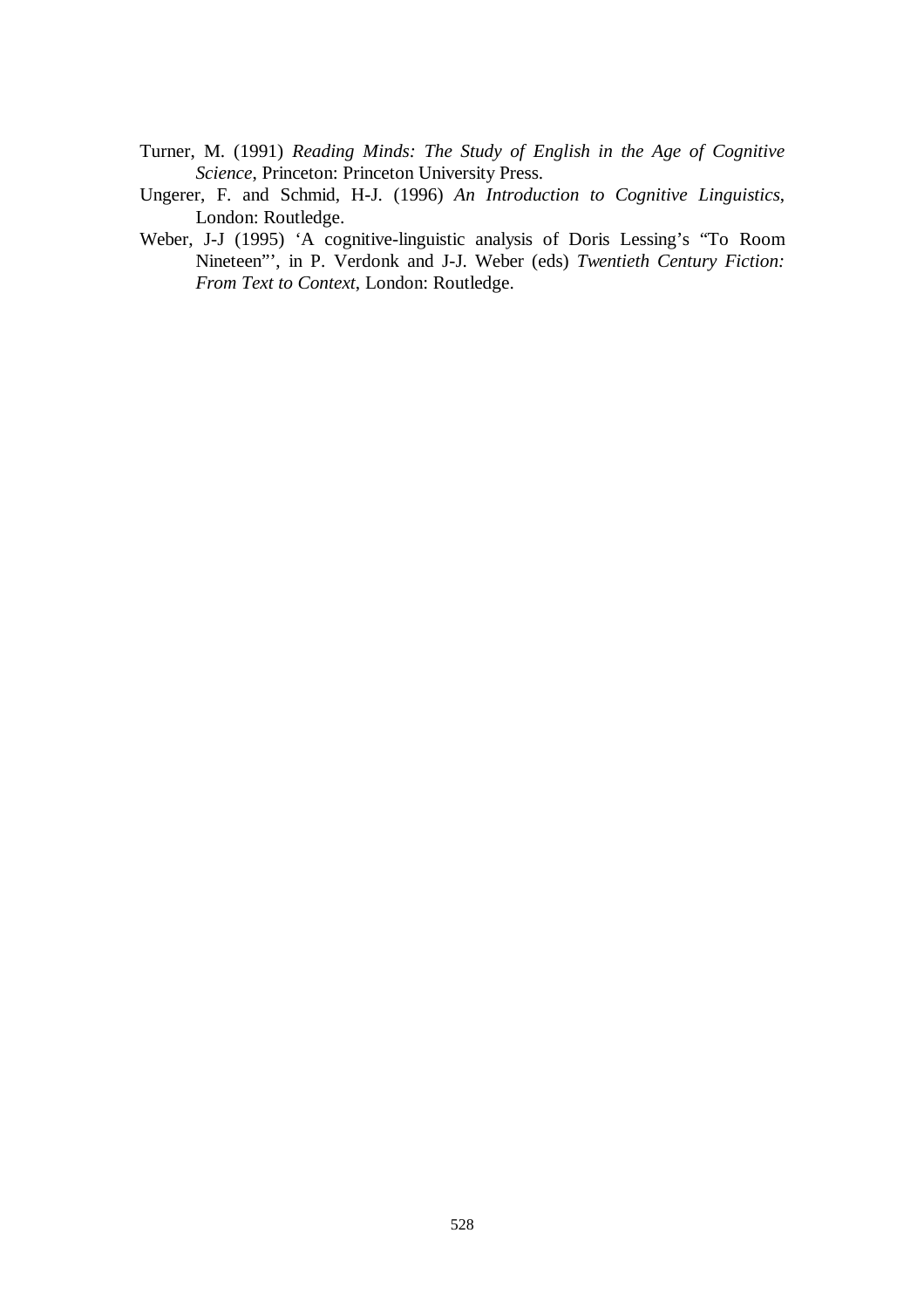Turner, M. (1991) *Reading Minds: The Study of English in the Age of Cognitive Science*, Princeton: Princeton University Press.

Ungerer, F. and Schmid, H-J. (1996) *An Introduction to Cognitive Linguistics*, London: Routledge.

Weber, J-J (1995) 'A cognitive-linguistic analysis of Doris Lessing's "To Room Nineteen"', in P. Verdonk and J-J. Weber (eds) *Twentieth Century Fiction: From Text to Context*, London: Routledge.